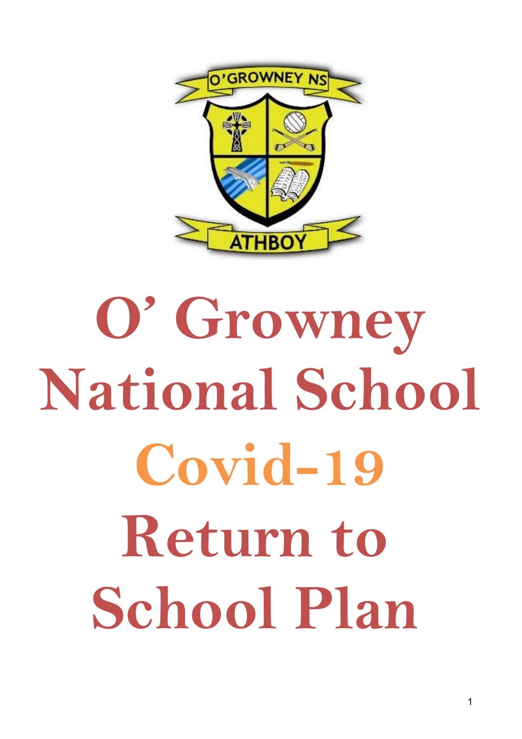# O' Growney National School Covid-19 Return to School Plan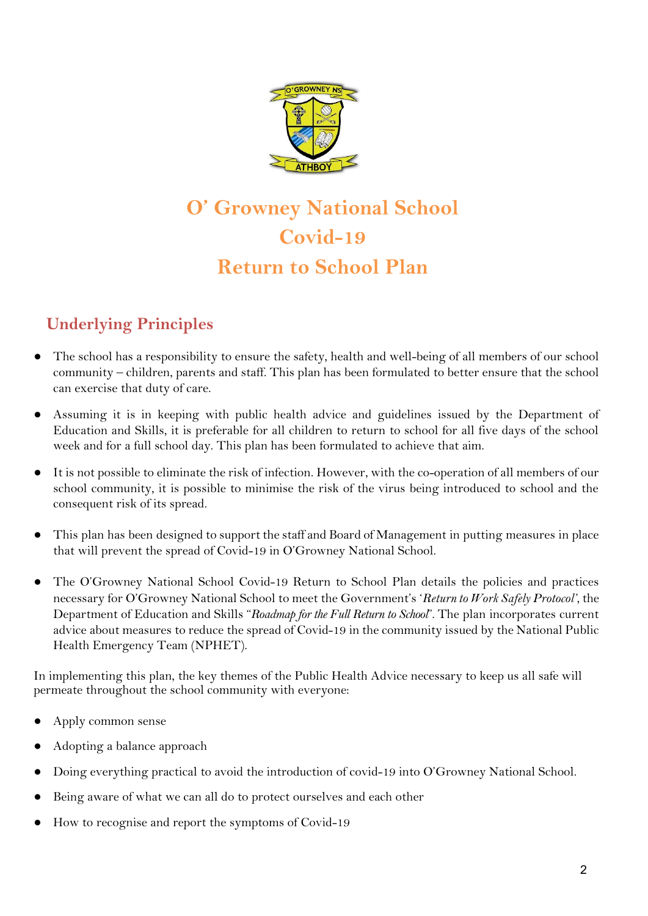# O' Growney National School
# Covid-19
# Return to School Plan

## Underlying Principles

- The school has a responsibility to ensure the safety, health and well-being of all members of our school community – children, parents and staff. This plan has been formulated to better ensure that the school can exercise that duty of care.
- Assuming it is in keeping with public health advice and guidelines issued by the Department of Education and Skills, it is preferable for all children to return to school for all five days of the school week and for a full school day. This plan has been formulated to achieve that aim.
- It is not possible to eliminate the risk of infection. However, with the co-operation of all members of our school community, it is possible to minimise the risk of the virus being introduced to school and the consequent risk of its spread.
- This plan has been designed to support the staff and Board of Management in putting measures in place that will prevent the spread of Covid-19 in O'Growney National School.
- The O'Growney National School Covid-19 Return to School Plan details the policies and practices necessary for O'Growney National School to meet the Government's '*Return to Work Safely Protocol*', the Department of Education and Skills *"Roadmap for the Full Return to School*". The plan incorporates current advice about measures to reduce the spread of Covid-19 in the community issued by the National Public Health Emergency Team (NPHET).

In implementing this plan, the key themes of the Public Health Advice necessary to keep us all safe will permeate throughout the school community with everyone:

- Apply common sense
- Adopting a balance approach
- Doing everything practical to avoid the introduction of covid-19 into O'Growney National School.
- Being aware of what we can all do to protect ourselves and each other
- How to recognise and report the symptoms of Covid-19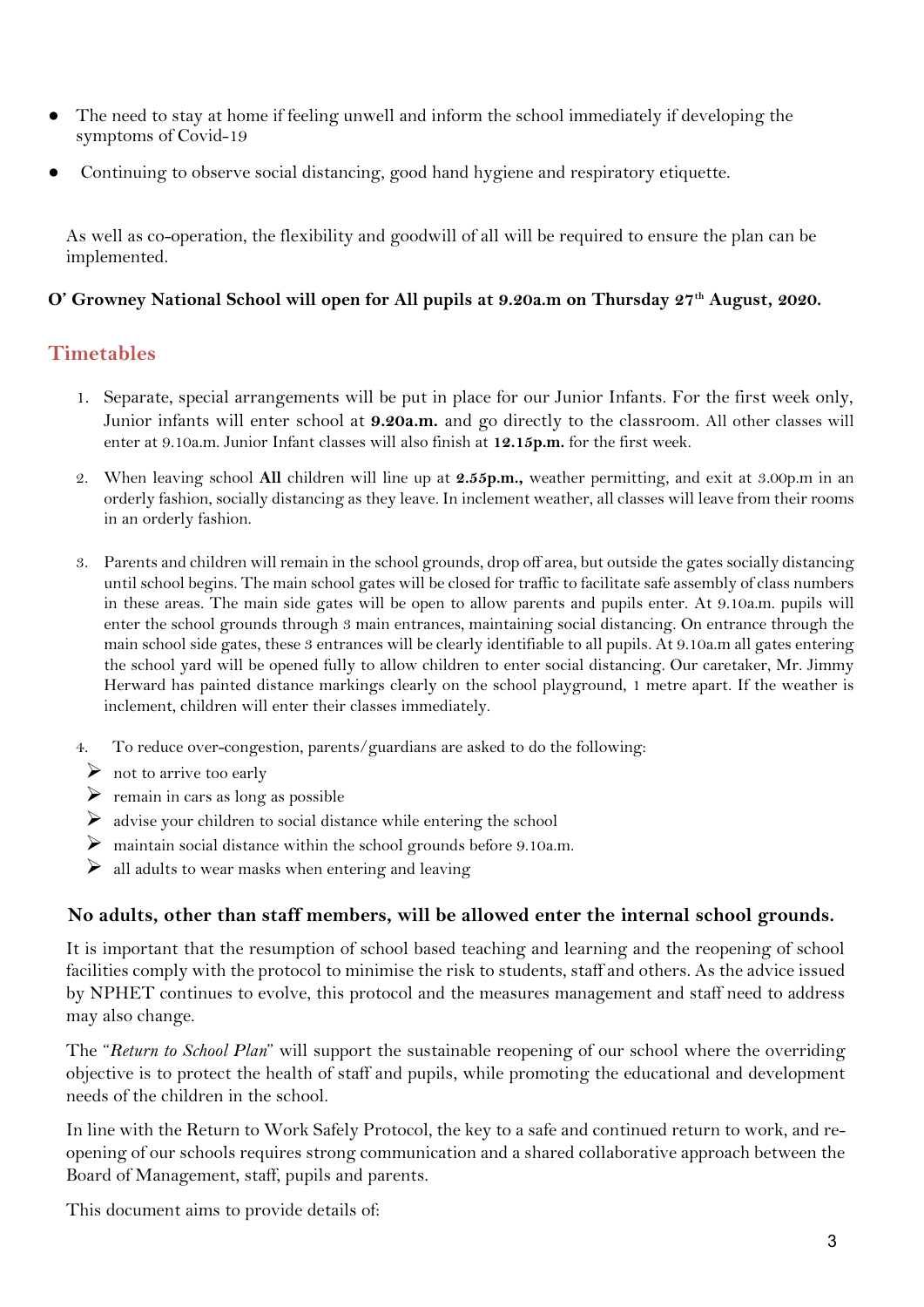- The need to stay at home if feeling unwell and inform the school immediately if developing the symptoms of Covid-19
- Continuing to observe social distancing, good hand hygiene and respiratory etiquette.

As well as co-operation, the flexibility and goodwill of all will be required to ensure the plan can be implemented.

**O' Growney National School will open for All pupils at 9.20a.m on Thursday 27th August, 2020.**

## Timetables

1. Separate, special arrangements will be put in place for our Junior Infants. For the first week only, Junior infants will enter school at **9.20a.m.** and go directly to the classroom. All other classes will enter at 9.10a.m. Junior Infant classes will also finish at **12.15p.m.** for the first week.

2. When leaving school **All** children will line up at **2.55p.m.,** weather permitting, and exit at 3.00p.m in an orderly fashion, socially distancing as they leave. In inclement weather, all classes will leave from their rooms in an orderly fashion.

3. Parents and children will remain in the school grounds, drop off area, but outside the gates socially distancing until school begins. The main school gates will be closed for traffic to facilitate safe assembly of class numbers in these areas. The main side gates will be open to allow parents and pupils enter. At 9.10a.m. pupils will enter the school grounds through 3 main entrances, maintaining social distancing. On entrance through the main school side gates, these 3 entrances will be clearly identifiable to all pupils. At 9.10a.m all gates entering the school yard will be opened fully to allow children to enter social distancing. Our caretaker, Mr. Jimmy Herward has painted distance markings clearly on the school playground, 1 metre apart. If the weather is inclement, children will enter their classes immediately.

4. To reduce over-congestion, parents/guardians are asked to do the following:
   - not to arrive too early
   - remain in cars as long as possible
   - advise your children to social distance while entering the school
   - maintain social distance within the school grounds before 9.10a.m.
   - all adults to wear masks when entering and leaving

**No adults, other than staff members, will be allowed enter the internal school grounds.**

It is important that the resumption of school based teaching and learning and the reopening of school facilities comply with the protocol to minimise the risk to students, staff and others. As the advice issued by NPHET continues to evolve, this protocol and the measures management and staff need to address may also change.

The "*Return to School Plan*" will support the sustainable reopening of our school where the overriding objective is to protect the health of staff and pupils, while promoting the educational and development needs of the children in the school.

In line with the Return to Work Safely Protocol, the key to a safe and continued return to work, and re-opening of our schools requires strong communication and a shared collaborative approach between the Board of Management, staff, pupils and parents.

This document aims to provide details of: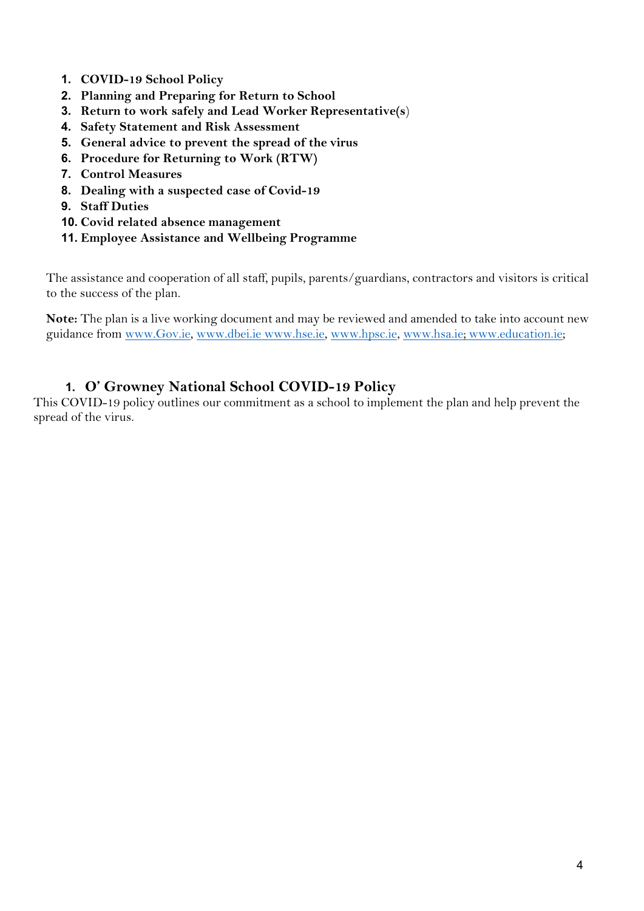1. **COVID-19 School Policy**
2. **Planning and Preparing for Return to School**
3. **Return to work safely and Lead Worker Representative(s)**
4. **Safety Statement and Risk Assessment**
5. **General advice to prevent the spread of the virus**
6. **Procedure for Returning to Work (RTW)**
7. **Control Measures**
8. **Dealing with a suspected case of Covid-19**
9. **Staff Duties**
10. **Covid related absence management**
11. **Employee Assistance and Wellbeing Programme**

The assistance and cooperation of all staff, pupils, parents/guardians, contractors and visitors is critical to the success of the plan.

**Note:** The plan is a live working document and may be reviewed and amended to take into account new guidance from www.Gov.ie, www.dbei.ie www.hse.ie, www.hpsc.ie, www.hsa.ie; www.education.ie;

## 1. O' Growney National School COVID-19 Policy

This COVID-19 policy outlines our commitment as a school to implement the plan and help prevent the spread of the virus.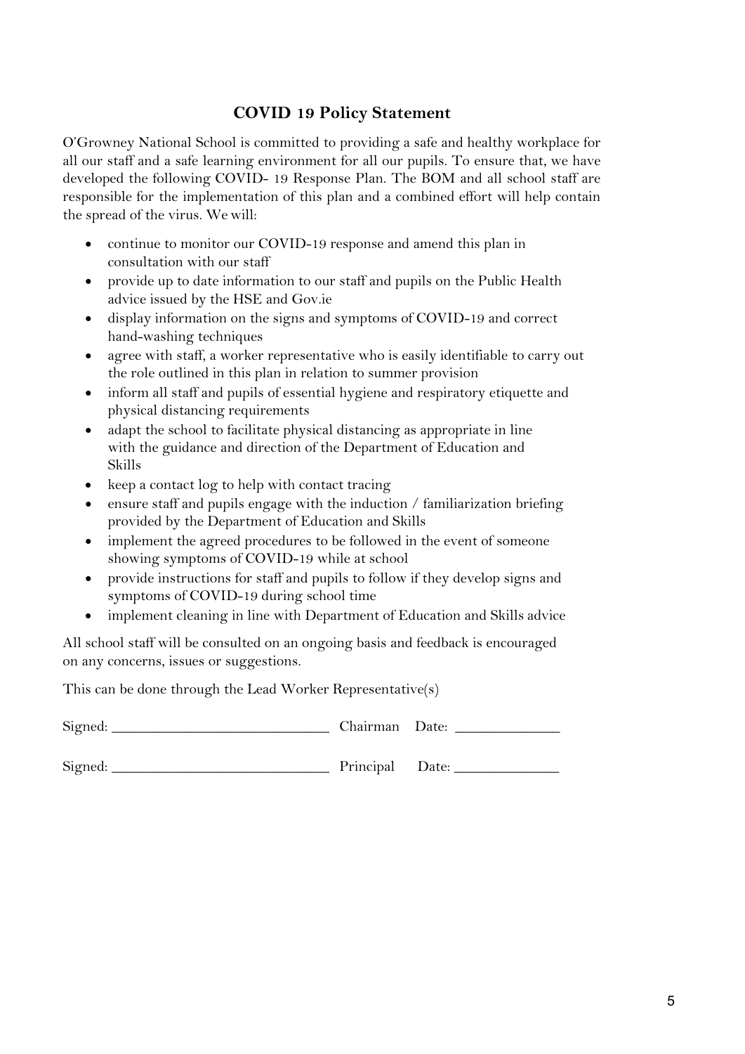## COVID 19 Policy Statement

O'Growney National School is committed to providing a safe and healthy workplace for all our staff and a safe learning environment for all our pupils. To ensure that, we have developed the following COVID- 19 Response Plan. The BOM and all school staff are responsible for the implementation of this plan and a combined effort will help contain the spread of the virus. We will:

- continue to monitor our COVID-19 response and amend this plan in consultation with our staff
- provide up to date information to our staff and pupils on the Public Health advice issued by the HSE and Gov.ie
- display information on the signs and symptoms of COVID-19 and correct hand-washing techniques
- agree with staff, a worker representative who is easily identifiable to carry out the role outlined in this plan in relation to summer provision
- inform all staff and pupils of essential hygiene and respiratory etiquette and physical distancing requirements
- adapt the school to facilitate physical distancing as appropriate in line with the guidance and direction of the Department of Education and Skills
- keep a contact log to help with contact tracing
- ensure staff and pupils engage with the induction / familiarization briefing provided by the Department of Education and Skills
- implement the agreed procedures to be followed in the event of someone showing symptoms of COVID-19 while at school
- provide instructions for staff and pupils to follow if they develop signs and symptoms of COVID-19 during school time
- implement cleaning in line with Department of Education and Skills advice

All school staff will be consulted on an ongoing basis and feedback is encouraged on any concerns, issues or suggestions.

This can be done through the Lead Worker Representative(s)

Signed: ___________________________ Chairman Date: _____________

Signed: ___________________________ Principal Date: _____________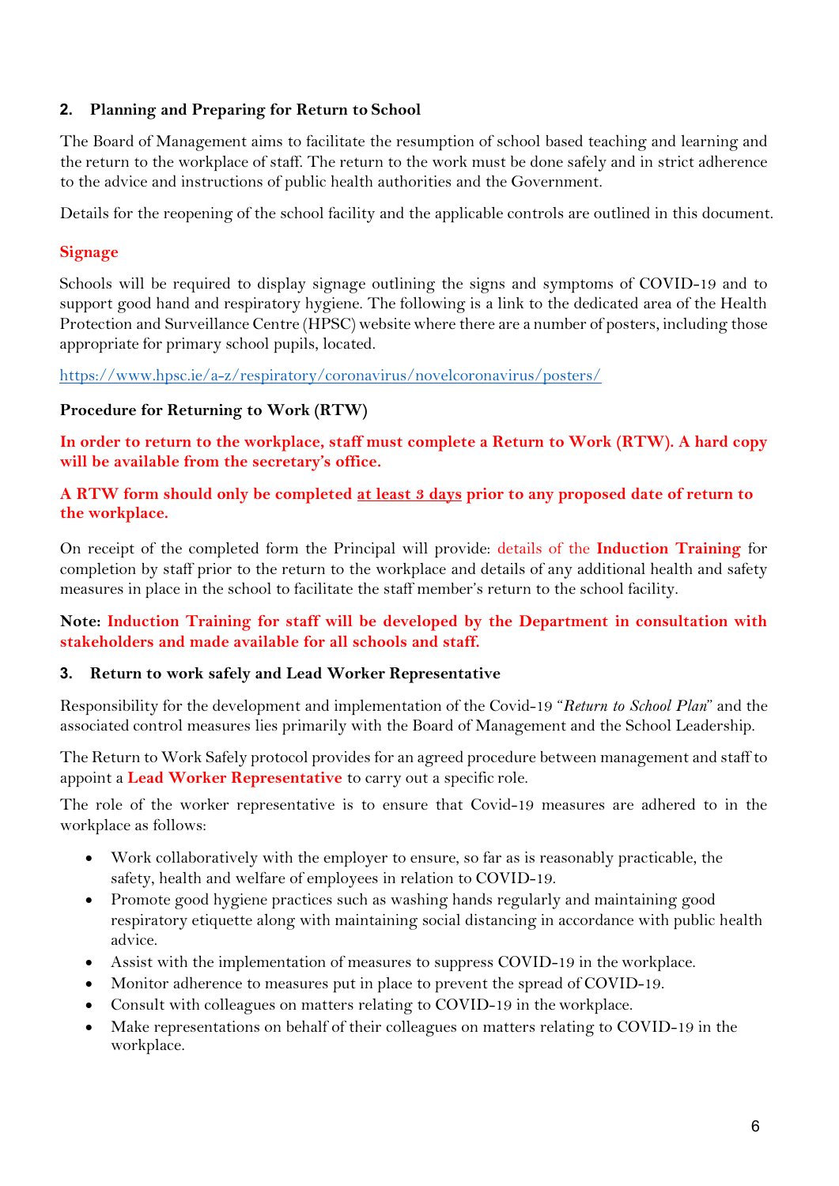## 2. Planning and Preparing for Return to School

The Board of Management aims to facilitate the resumption of school based teaching and learning and the return to the workplace of staff. The return to the work must be done safely and in strict adherence to the advice and instructions of public health authorities and the Government.

Details for the reopening of the school facility and the applicable controls are outlined in this document.

### Signage

Schools will be required to display signage outlining the signs and symptoms of COVID-19 and to support good hand and respiratory hygiene. The following is a link to the dedicated area of the Health Protection and Surveillance Centre (HPSC) website where there are a number of posters, including those appropriate for primary school pupils, located.

https://www.hpsc.ie/a-z/respiratory/coronavirus/novelcoronavirus/posters/

### Procedure for Returning to Work (RTW)

**In order to return to the workplace, staff must complete a Return to Work (RTW). A hard copy will be available from the secretary's office.**

**A RTW form should only be completed at least 3 days prior to any proposed date of return to the workplace.**

On receipt of the completed form the Principal will provide: details of the **Induction Training** for completion by staff prior to the return to the workplace and details of any additional health and safety measures in place in the school to facilitate the staff member's return to the school facility.

**Note: Induction Training for staff will be developed by the Department in consultation with stakeholders and made available for all schools and staff.**

## 3. Return to work safely and Lead Worker Representative

Responsibility for the development and implementation of the Covid-19 "*Return to School Plan*" and the associated control measures lies primarily with the Board of Management and the School Leadership.

The Return to Work Safely protocol provides for an agreed procedure between management and staff to appoint a **Lead Worker Representative** to carry out a specific role.

The role of the worker representative is to ensure that Covid-19 measures are adhered to in the workplace as follows:

- Work collaboratively with the employer to ensure, so far as is reasonably practicable, the safety, health and welfare of employees in relation to COVID-19.
- Promote good hygiene practices such as washing hands regularly and maintaining good respiratory etiquette along with maintaining social distancing in accordance with public health advice.
- Assist with the implementation of measures to suppress COVID-19 in the workplace.
- Monitor adherence to measures put in place to prevent the spread of COVID-19.
- Consult with colleagues on matters relating to COVID-19 in the workplace.
- Make representations on behalf of their colleagues on matters relating to COVID-19 in the workplace.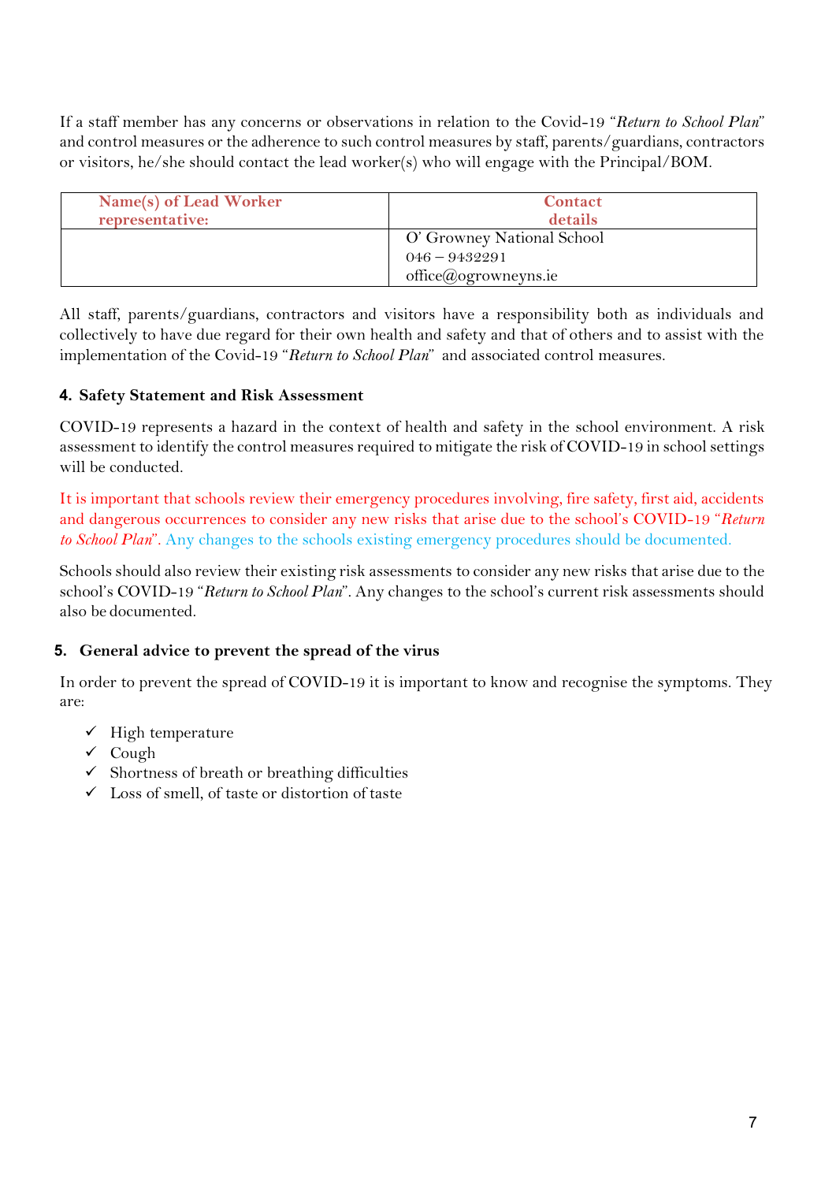If a staff member has any concerns or observations in relation to the Covid-19 "*Return to School Plan*" and control measures or the adherence to such control measures by staff, parents/guardians, contractors or visitors, he/she should contact the lead worker(s) who will engage with the Principal/BOM.

| **Name(s) of Lead Worker representative:** | **Contact details** |
|---|---|
| | O' Growney National School<br>046 – 9432291<br>office@ogrowneyns.ie |

All staff, parents/guardians, contractors and visitors have a responsibility both as individuals and collectively to have due regard for their own health and safety and that of others and to assist with the implementation of the Covid-19 "*Return to School Plan*" and associated control measures.

#### 4. Safety Statement and Risk Assessment

COVID-19 represents a hazard in the context of health and safety in the school environment. A risk assessment to identify the control measures required to mitigate the risk of COVID-19 in school settings will be conducted.

It is important that schools review their emergency procedures involving, fire safety, first aid, accidents and dangerous occurrences to consider any new risks that arise due to the school's COVID-19 "*Return to School Plan*". Any changes to the schools existing emergency procedures should be documented.

Schools should also review their existing risk assessments to consider any new risks that arise due to the school's COVID-19 "*Return to School Plan*". Any changes to the school's current risk assessments should also be documented.

#### 5. General advice to prevent the spread of the virus

In order to prevent the spread of COVID-19 it is important to know and recognise the symptoms. They are:

- ✓ High temperature
- ✓ Cough
- ✓ Shortness of breath or breathing difficulties
- ✓ Loss of smell, of taste or distortion of taste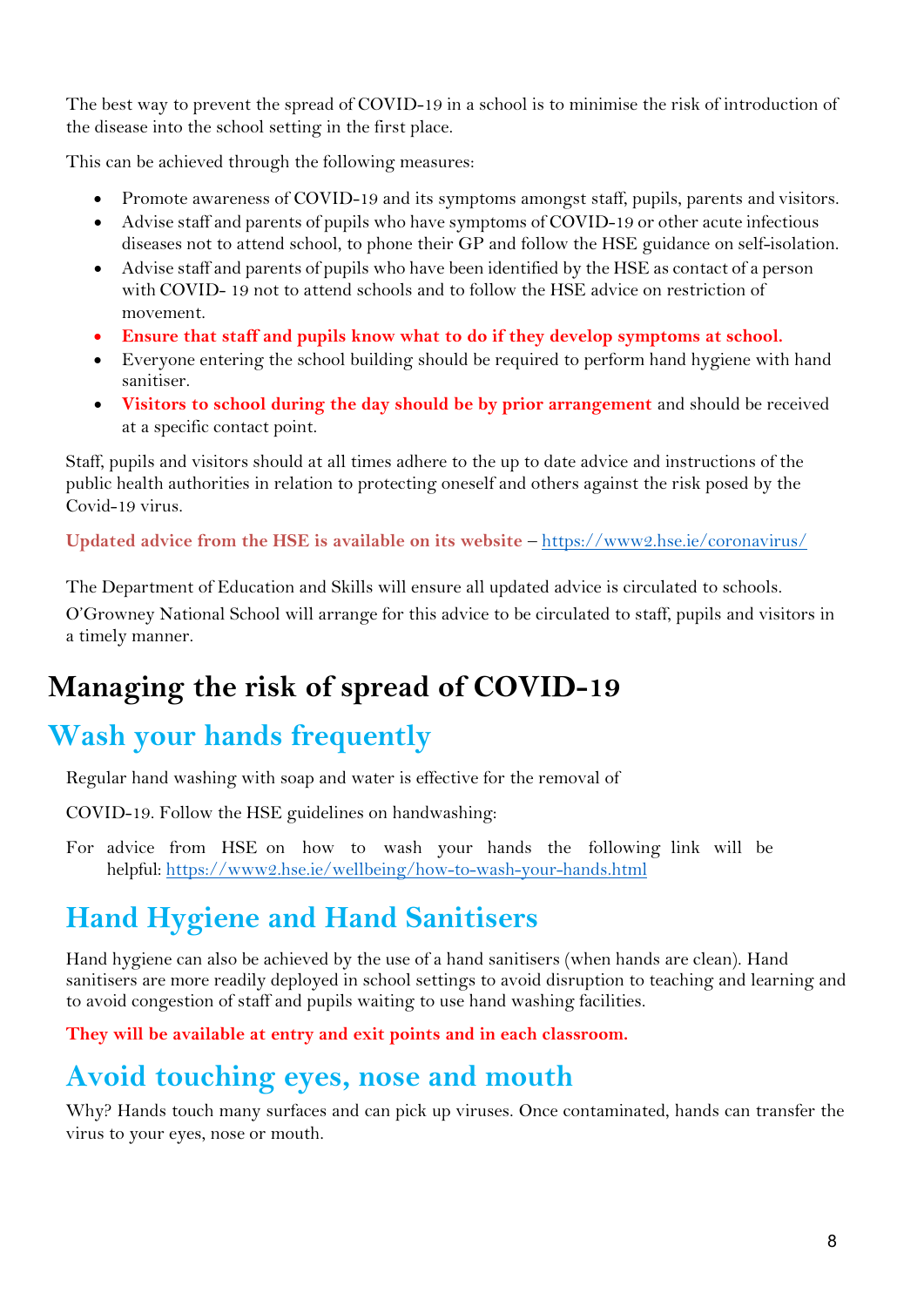The best way to prevent the spread of COVID-19 in a school is to minimise the risk of introduction of the disease into the school setting in the first place.

This can be achieved through the following measures:

- Promote awareness of COVID-19 and its symptoms amongst staff, pupils, parents and visitors.
- Advise staff and parents of pupils who have symptoms of COVID-19 or other acute infectious diseases not to attend school, to phone their GP and follow the HSE guidance on self-isolation.
- Advise staff and parents of pupils who have been identified by the HSE as contact of a person with COVID- 19 not to attend schools and to follow the HSE advice on restriction of movement.
- **Ensure that staff and pupils know what to do if they develop symptoms at school.**
- Everyone entering the school building should be required to perform hand hygiene with hand sanitiser.
- **Visitors to school during the day should be by prior arrangement** and should be received at a specific contact point.

Staff, pupils and visitors should at all times adhere to the up to date advice and instructions of the public health authorities in relation to protecting oneself and others against the risk posed by the Covid-19 virus.

**Updated advice from the HSE is available on its website** – https://www2.hse.ie/coronavirus/

The Department of Education and Skills will ensure all updated advice is circulated to schools.

O'Growney National School will arrange for this advice to be circulated to staff, pupils and visitors in a timely manner.

# Managing the risk of spread of COVID-19

## Wash your hands frequently

Regular hand washing with soap and water is effective for the removal of

COVID-19. Follow the HSE guidelines on handwashing:

For advice from HSE on how to wash your hands the following link will be helpful: https://www2.hse.ie/wellbeing/how-to-wash-your-hands.html

## Hand Hygiene and Hand Sanitisers

Hand hygiene can also be achieved by the use of a hand sanitisers (when hands are clean). Hand sanitisers are more readily deployed in school settings to avoid disruption to teaching and learning and to avoid congestion of staff and pupils waiting to use hand washing facilities.

**They will be available at entry and exit points and in each classroom.**

## Avoid touching eyes, nose and mouth

Why? Hands touch many surfaces and can pick up viruses. Once contaminated, hands can transfer the virus to your eyes, nose or mouth.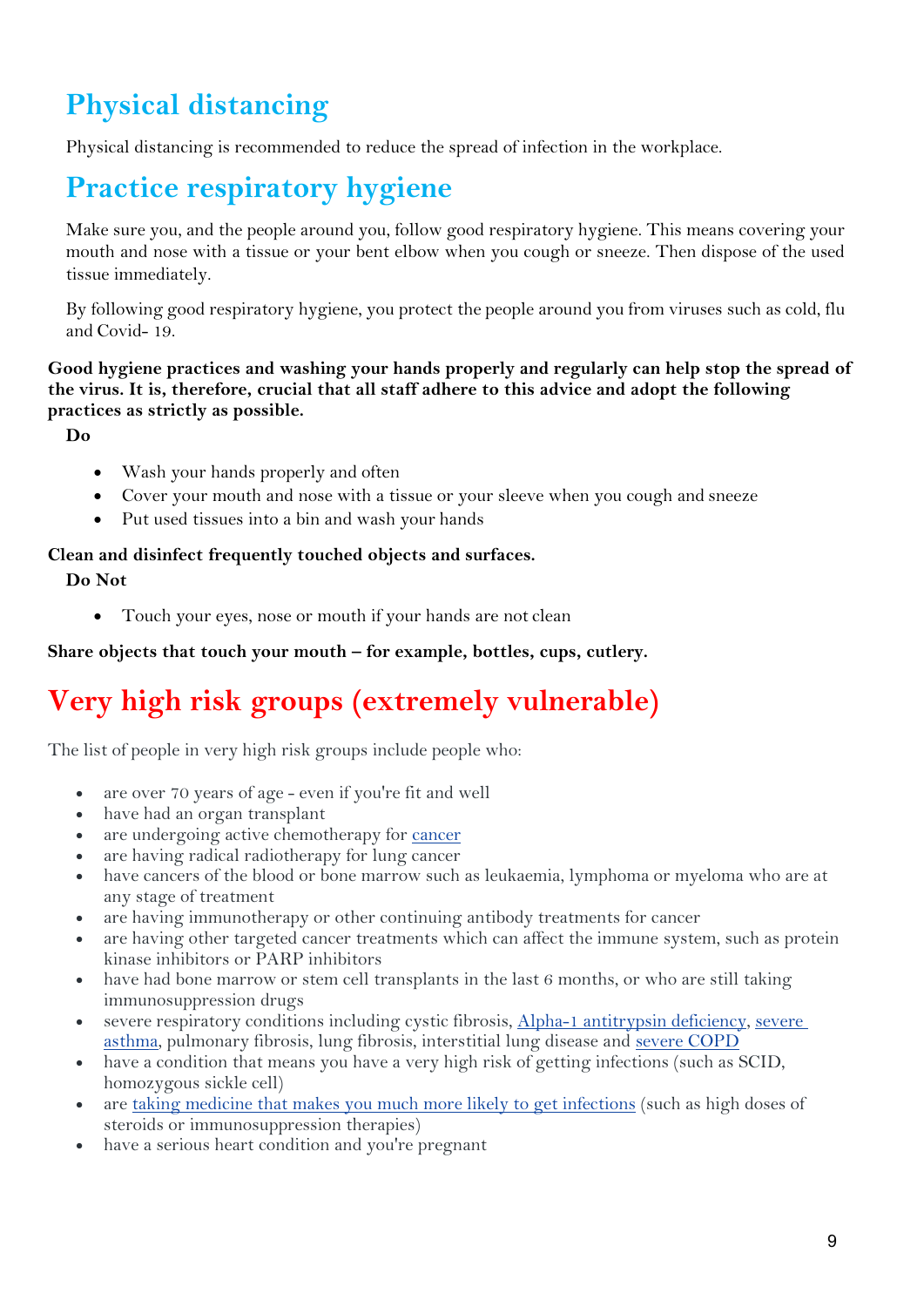## Physical distancing

Physical distancing is recommended to reduce the spread of infection in the workplace.

## Practice respiratory hygiene

Make sure you, and the people around you, follow good respiratory hygiene. This means covering your mouth and nose with a tissue or your bent elbow when you cough or sneeze. Then dispose of the used tissue immediately.

By following good respiratory hygiene, you protect the people around you from viruses such as cold, flu and Covid- 19.

**Good hygiene practices and washing your hands properly and regularly can help stop the spread of the virus. It is, therefore, crucial that all staff adhere to this advice and adopt the following practices as strictly as possible.**

**Do**

- Wash your hands properly and often
- Cover your mouth and nose with a tissue or your sleeve when you cough and sneeze
- Put used tissues into a bin and wash your hands

**Clean and disinfect frequently touched objects and surfaces.**

**Do Not**

- Touch your eyes, nose or mouth if your hands are not clean

**Share objects that touch your mouth – for example, bottles, cups, cutlery.**

## Very high risk groups (extremely vulnerable)

The list of people in very high risk groups include people who:

- are over 70 years of age - even if you're fit and well
- have had an organ transplant
- are undergoing active chemotherapy for cancer
- are having radical radiotherapy for lung cancer
- have cancers of the blood or bone marrow such as leukaemia, lymphoma or myeloma who are at any stage of treatment
- are having immunotherapy or other continuing antibody treatments for cancer
- are having other targeted cancer treatments which can affect the immune system, such as protein kinase inhibitors or PARP inhibitors
- have had bone marrow or stem cell transplants in the last 6 months, or who are still taking immunosuppression drugs
- severe respiratory conditions including cystic fibrosis, Alpha-1 antitrypsin deficiency, severe asthma, pulmonary fibrosis, lung fibrosis, interstitial lung disease and severe COPD
- have a condition that means you have a very high risk of getting infections (such as SCID, homozygous sickle cell)
- are taking medicine that makes you much more likely to get infections (such as high doses of steroids or immunosuppression therapies)
- have a serious heart condition and you're pregnant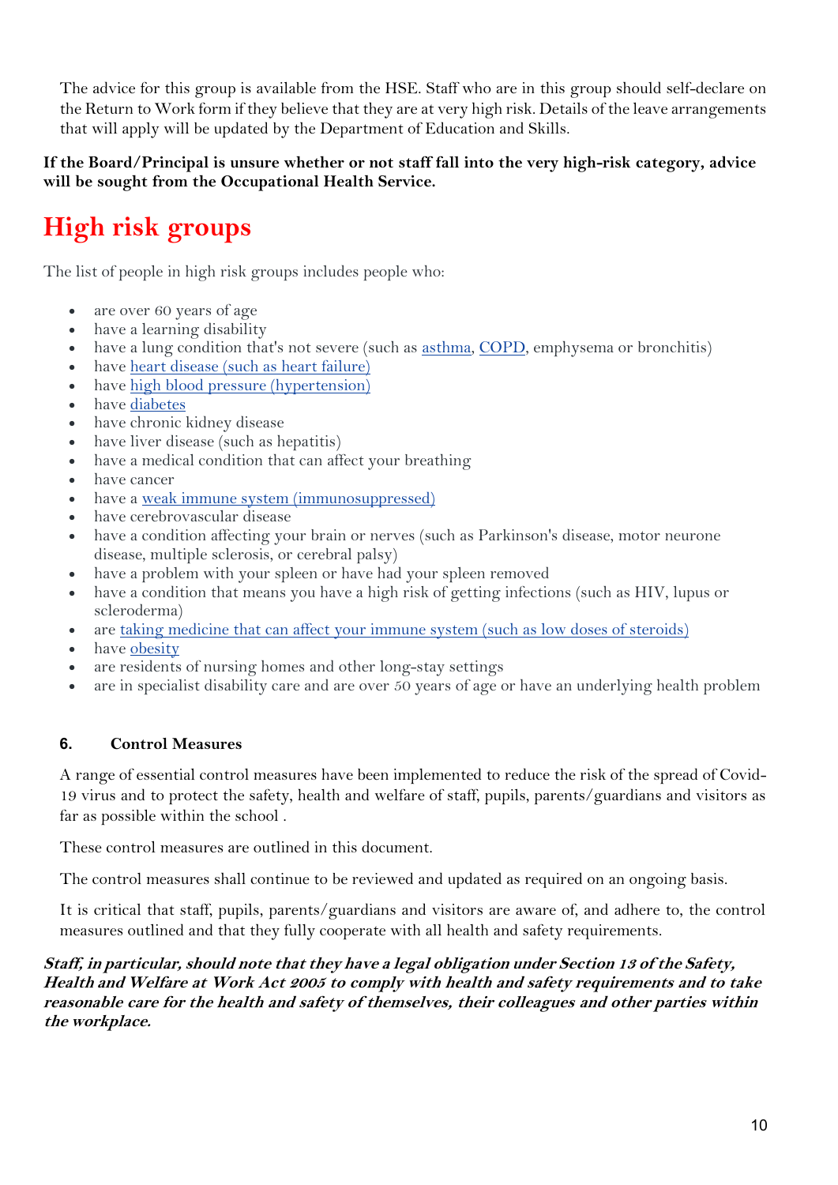The advice for this group is available from the HSE. Staff who are in this group should self-declare on the Return to Work form if they believe that they are at very high risk. Details of the leave arrangements that will apply will be updated by the Department of Education and Skills.

**If the Board/Principal is unsure whether or not staff fall into the very high-risk category, advice will be sought from the Occupational Health Service.**

# High risk groups

The list of people in high risk groups includes people who:

- are over 60 years of age
- have a learning disability
- have a lung condition that's not severe (such as asthma, COPD, emphysema or bronchitis)
- have heart disease (such as heart failure)
- have high blood pressure (hypertension)
- have diabetes
- have chronic kidney disease
- have liver disease (such as hepatitis)
- have a medical condition that can affect your breathing
- have cancer
- have a weak immune system (immunosuppressed)
- have cerebrovascular disease
- have a condition affecting your brain or nerves (such as Parkinson's disease, motor neurone disease, multiple sclerosis, or cerebral palsy)
- have a problem with your spleen or have had your spleen removed
- have a condition that means you have a high risk of getting infections (such as HIV, lupus or scleroderma)
- are taking medicine that can affect your immune system (such as low doses of steroids)
- have obesity
- are residents of nursing homes and other long-stay settings
- are in specialist disability care and are over 50 years of age or have an underlying health problem

## 6. Control Measures

A range of essential control measures have been implemented to reduce the risk of the spread of Covid-19 virus and to protect the safety, health and welfare of staff, pupils, parents/guardians and visitors as far as possible within the school .

These control measures are outlined in this document.

The control measures shall continue to be reviewed and updated as required on an ongoing basis.

It is critical that staff, pupils, parents/guardians and visitors are aware of, and adhere to, the control measures outlined and that they fully cooperate with all health and safety requirements.

***Staff, in particular, should note that they have a legal obligation under Section 13 of the Safety, Health and Welfare at Work Act 2005 to comply with health and safety requirements and to take reasonable care for the health and safety of themselves, their colleagues and other parties within the workplace.***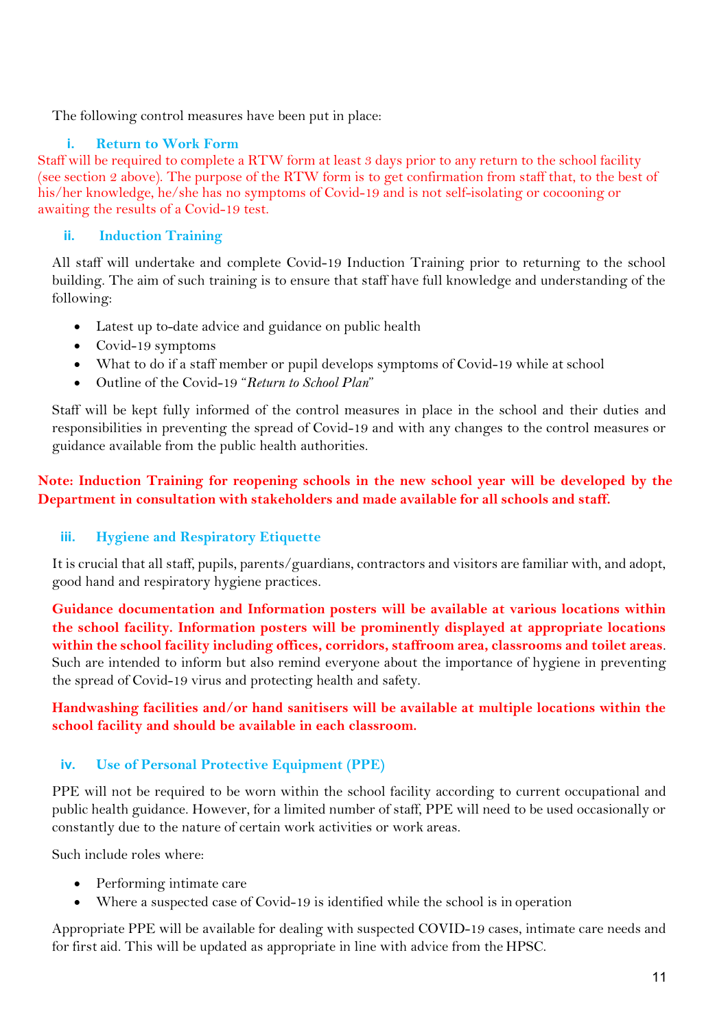The following control measures have been put in place:

### i. Return to Work Form

Staff will be required to complete a RTW form at least 3 days prior to any return to the school facility (see section 2 above). The purpose of the RTW form is to get confirmation from staff that, to the best of his/her knowledge, he/she has no symptoms of Covid-19 and is not self-isolating or cocooning or awaiting the results of a Covid-19 test.

### ii. Induction Training

All staff will undertake and complete Covid-19 Induction Training prior to returning to the school building. The aim of such training is to ensure that staff have full knowledge and understanding of the following:

- Latest up to-date advice and guidance on public health
- Covid-19 symptoms
- What to do if a staff member or pupil develops symptoms of Covid-19 while at school
- Outline of the Covid-19 *"Return to School Plan"*

Staff will be kept fully informed of the control measures in place in the school and their duties and responsibilities in preventing the spread of Covid-19 and with any changes to the control measures or guidance available from the public health authorities.

**Note: Induction Training for reopening schools in the new school year will be developed by the Department in consultation with stakeholders and made available for all schools and staff.**

### iii. Hygiene and Respiratory Etiquette

It is crucial that all staff, pupils, parents/guardians, contractors and visitors are familiar with, and adopt, good hand and respiratory hygiene practices.

**Guidance documentation and Information posters will be available at various locations within the school facility. Information posters will be prominently displayed at appropriate locations within the school facility including offices, corridors, staffroom area, classrooms and toilet areas**. Such are intended to inform but also remind everyone about the importance of hygiene in preventing the spread of Covid-19 virus and protecting health and safety.

**Handwashing facilities and/or hand sanitisers will be available at multiple locations within the school facility and should be available in each classroom.**

### iv. Use of Personal Protective Equipment (PPE)

PPE will not be required to be worn within the school facility according to current occupational and public health guidance. However, for a limited number of staff, PPE will need to be used occasionally or constantly due to the nature of certain work activities or work areas.

Such include roles where:

- Performing intimate care
- Where a suspected case of Covid-19 is identified while the school is in operation

Appropriate PPE will be available for dealing with suspected COVID-19 cases, intimate care needs and for first aid. This will be updated as appropriate in line with advice from the HPSC.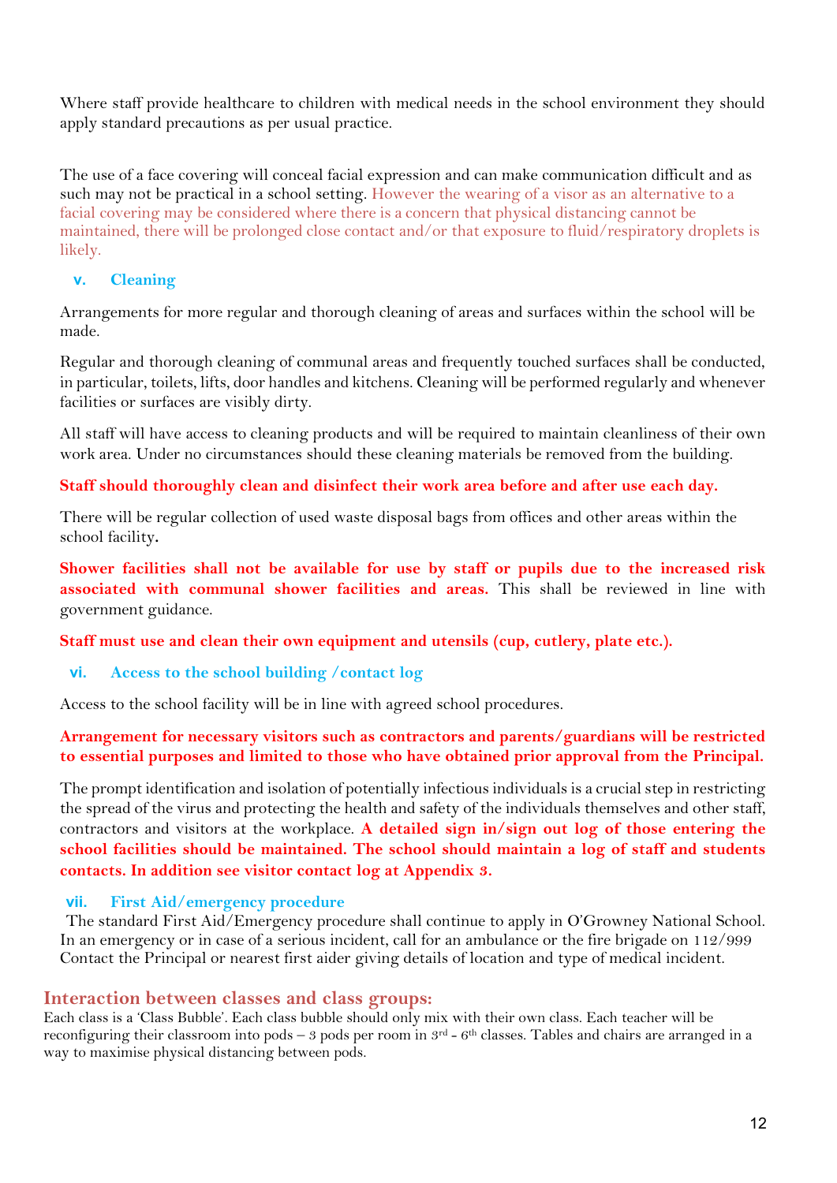Where staff provide healthcare to children with medical needs in the school environment they should apply standard precautions as per usual practice.

The use of a face covering will conceal facial expression and can make communication difficult and as such may not be practical in a school setting. However the wearing of a visor as an alternative to a facial covering may be considered where there is a concern that physical distancing cannot be maintained, there will be prolonged close contact and/or that exposure to fluid/respiratory droplets is likely.

### v. Cleaning

Arrangements for more regular and thorough cleaning of areas and surfaces within the school will be made.

Regular and thorough cleaning of communal areas and frequently touched surfaces shall be conducted, in particular, toilets, lifts, door handles and kitchens. Cleaning will be performed regularly and whenever facilities or surfaces are visibly dirty.

All staff will have access to cleaning products and will be required to maintain cleanliness of their own work area. Under no circumstances should these cleaning materials be removed from the building.

**Staff should thoroughly clean and disinfect their work area before and after use each day.**

There will be regular collection of used waste disposal bags from offices and other areas within the school facility.

**Shower facilities shall not be available for use by staff or pupils due to the increased risk associated with communal shower facilities and areas.** This shall be reviewed in line with government guidance.

**Staff must use and clean their own equipment and utensils (cup, cutlery, plate etc.).**

### vi. Access to the school building /contact log

Access to the school facility will be in line with agreed school procedures.

**Arrangement for necessary visitors such as contractors and parents/guardians will be restricted to essential purposes and limited to those who have obtained prior approval from the Principal.**

The prompt identification and isolation of potentially infectious individuals is a crucial step in restricting the spread of the virus and protecting the health and safety of the individuals themselves and other staff, contractors and visitors at the workplace. **A detailed sign in/sign out log of those entering the school facilities should be maintained. The school should maintain a log of staff and students contacts. In addition see visitor contact log at Appendix 3.**

### vii. First Aid/emergency procedure

The standard First Aid/Emergency procedure shall continue to apply in O'Growney National School. In an emergency or in case of a serious incident, call for an ambulance or the fire brigade on 112/999 Contact the Principal or nearest first aider giving details of location and type of medical incident.

## Interaction between classes and class groups:

Each class is a 'Class Bubble'. Each class bubble should only mix with their own class. Each teacher will be reconfiguring their classroom into pods – 3 pods per room in 3rd - 6th classes. Tables and chairs are arranged in a way to maximise physical distancing between pods.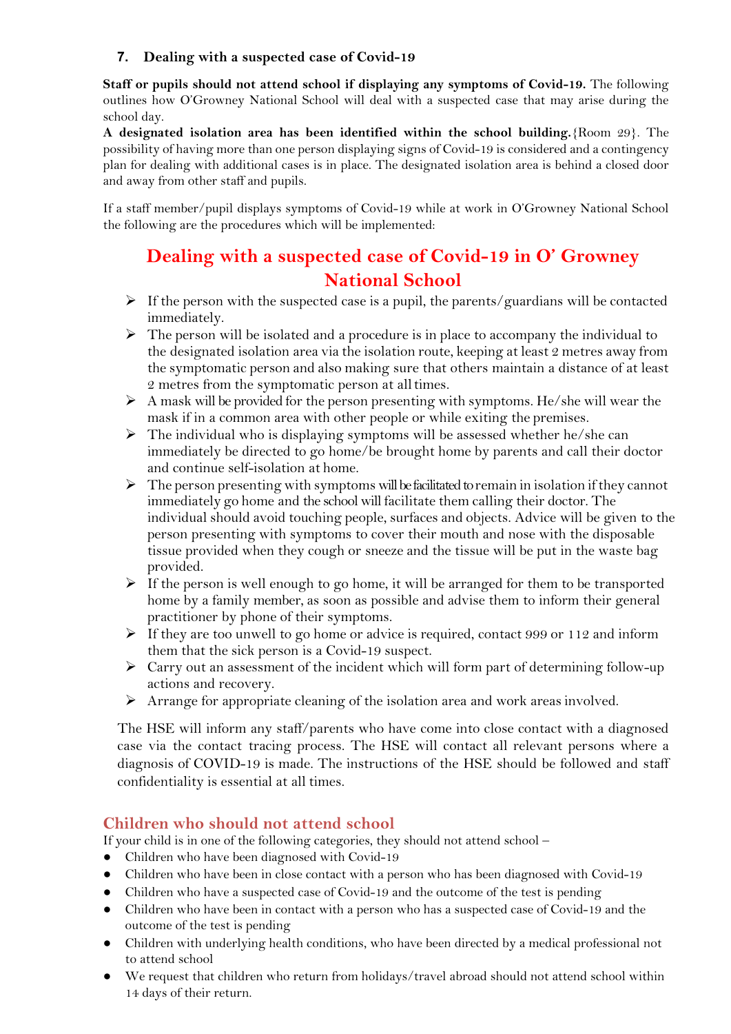## 7. Dealing with a suspected case of Covid-19

**Staff or pupils should not attend school if displaying any symptoms of Covid-19.** The following outlines how O'Growney National School will deal with a suspected case that may arise during the school day.

**A designated isolation area has been identified within the school building.**{Room 29}. The possibility of having more than one person displaying signs of Covid-19 is considered and a contingency plan for dealing with additional cases is in place. The designated isolation area is behind a closed door and away from other staff and pupils.

If a staff member/pupil displays symptoms of Covid-19 while at work in O'Growney National School the following are the procedures which will be implemented:

## Dealing with a suspected case of Covid-19 in O' Growney National School

- If the person with the suspected case is a pupil, the parents/guardians will be contacted immediately.
- The person will be isolated and a procedure is in place to accompany the individual to the designated isolation area via the isolation route, keeping at least 2 metres away from the symptomatic person and also making sure that others maintain a distance of at least 2 metres from the symptomatic person at all times.
- A mask will be provided for the person presenting with symptoms. He/she will wear the mask if in a common area with other people or while exiting the premises.
- The individual who is displaying symptoms will be assessed whether he/she can immediately be directed to go home/be brought home by parents and call their doctor and continue self-isolation at home.
- The person presenting with symptoms will be facilitated to remain in isolation if they cannot immediately go home and the school will facilitate them calling their doctor. The individual should avoid touching people, surfaces and objects. Advice will be given to the person presenting with symptoms to cover their mouth and nose with the disposable tissue provided when they cough or sneeze and the tissue will be put in the waste bag provided.
- If the person is well enough to go home, it will be arranged for them to be transported home by a family member, as soon as possible and advise them to inform their general practitioner by phone of their symptoms.
- If they are too unwell to go home or advice is required, contact 999 or 112 and inform them that the sick person is a Covid-19 suspect.
- Carry out an assessment of the incident which will form part of determining follow-up actions and recovery.
- Arrange for appropriate cleaning of the isolation area and work areas involved.

The HSE will inform any staff/parents who have come into close contact with a diagnosed case via the contact tracing process. The HSE will contact all relevant persons where a diagnosis of COVID-19 is made. The instructions of the HSE should be followed and staff confidentiality is essential at all times.

## Children who should not attend school

If your child is in one of the following categories, they should not attend school –

- Children who have been diagnosed with Covid-19
- Children who have been in close contact with a person who has been diagnosed with Covid-19
- Children who have a suspected case of Covid-19 and the outcome of the test is pending
- Children who have been in contact with a person who has a suspected case of Covid-19 and the outcome of the test is pending
- Children with underlying health conditions, who have been directed by a medical professional not to attend school
- We request that children who return from holidays/travel abroad should not attend school within 14 days of their return.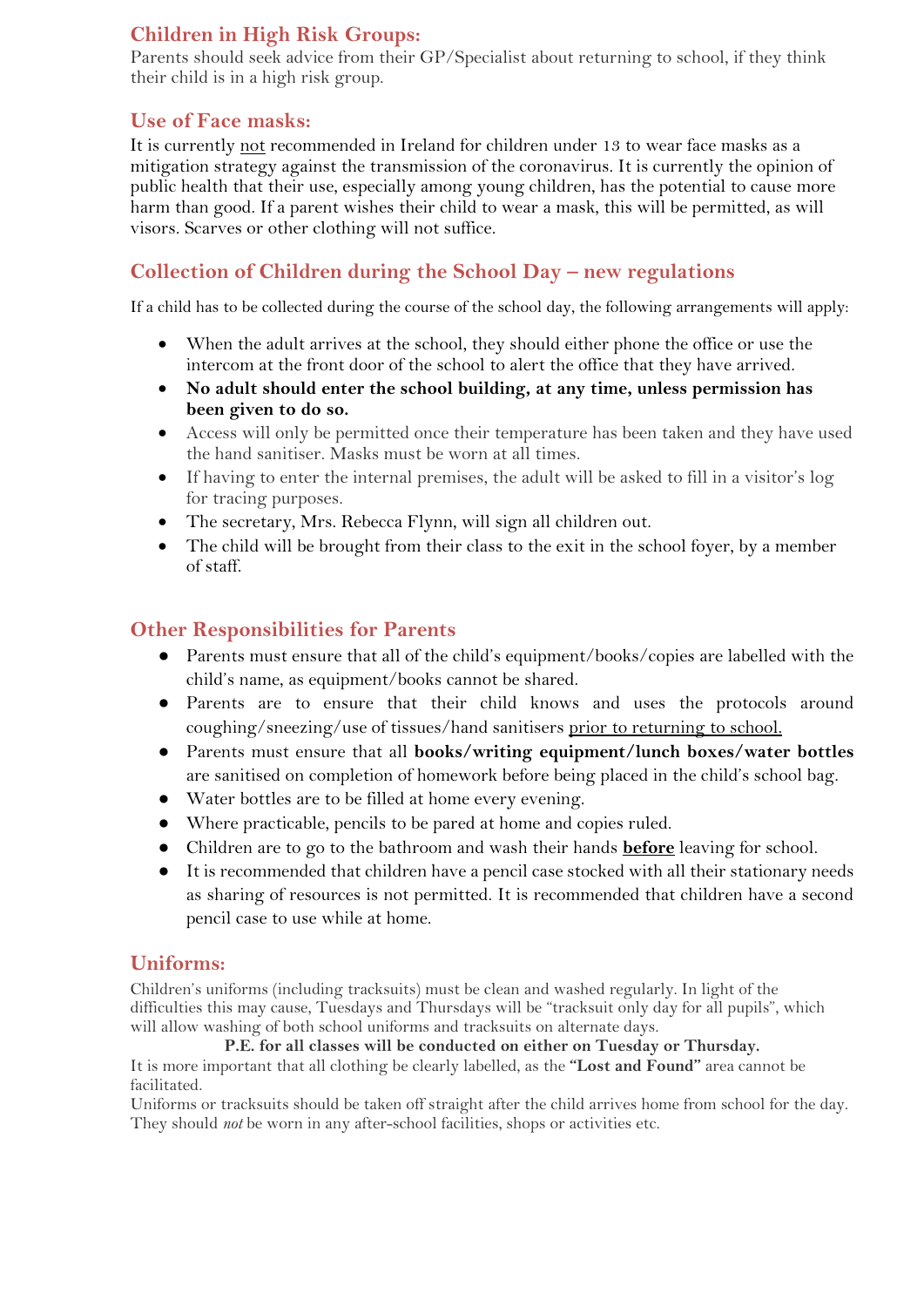## Children in High Risk Groups:

Parents should seek advice from their GP/Specialist about returning to school, if they think their child is in a high risk group.

## Use of Face masks:

It is currently not recommended in Ireland for children under 13 to wear face masks as a mitigation strategy against the transmission of the coronavirus. It is currently the opinion of public health that their use, especially among young children, has the potential to cause more harm than good. If a parent wishes their child to wear a mask, this will be permitted, as will visors. Scarves or other clothing will not suffice.

## Collection of Children during the School Day – new regulations

If a child has to be collected during the course of the school day, the following arrangements will apply:

- When the adult arrives at the school, they should either phone the office or use the intercom at the front door of the school to alert the office that they have arrived.
- **No adult should enter the school building, at any time, unless permission has been given to do so.**
- Access will only be permitted once their temperature has been taken and they have used the hand sanitiser. Masks must be worn at all times.
- If having to enter the internal premises, the adult will be asked to fill in a visitor's log for tracing purposes.
- The secretary, Mrs. Rebecca Flynn, will sign all children out.
- The child will be brought from their class to the exit in the school foyer, by a member of staff.

## Other Responsibilities for Parents

- Parents must ensure that all of the child's equipment/books/copies are labelled with the child's name, as equipment/books cannot be shared.
- Parents are to ensure that their child knows and uses the protocols around coughing/sneezing/use of tissues/hand sanitisers prior to returning to school.
- Parents must ensure that all **books/writing equipment/lunch boxes/water bottles** are sanitised on completion of homework before being placed in the child's school bag.
- Water bottles are to be filled at home every evening.
- Where practicable, pencils to be pared at home and copies ruled.
- Children are to go to the bathroom and wash their hands **before** leaving for school.
- It is recommended that children have a pencil case stocked with all their stationary needs as sharing of resources is not permitted. It is recommended that children have a second pencil case to use while at home.

## Uniforms:

Children's uniforms (including tracksuits) must be clean and washed regularly. In light of the difficulties this may cause, Tuesdays and Thursdays will be "tracksuit only day for all pupils", which will allow washing of both school uniforms and tracksuits on alternate days.

**P.E. for all classes will be conducted on either on Tuesday or Thursday.**

It is more important that all clothing be clearly labelled, as the **"Lost and Found"** area cannot be facilitated.

Uniforms or tracksuits should be taken off straight after the child arrives home from school for the day. They should *not* be worn in any after-school facilities, shops or activities etc.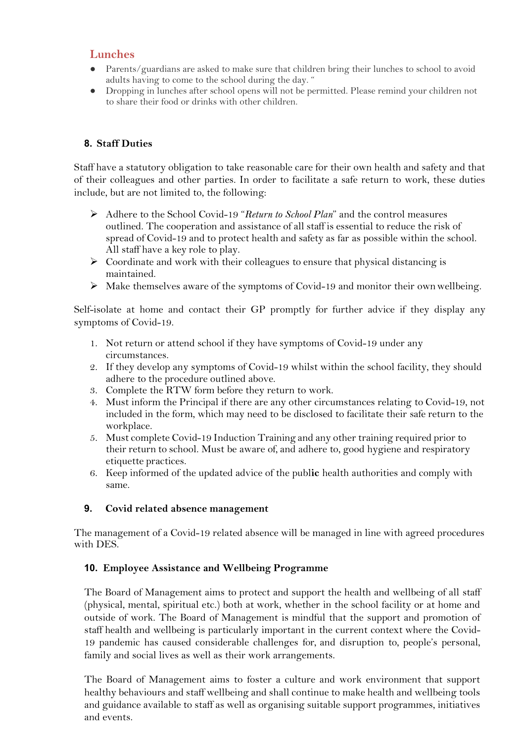## Lunches

- Parents/guardians are asked to make sure that children bring their lunches to school to avoid adults having to come to the school during the day. "
- Dropping in lunches after school opens will not be permitted. Please remind your children not to share their food or drinks with other children.

### 8. Staff Duties

Staff have a statutory obligation to take reasonable care for their own health and safety and that of their colleagues and other parties. In order to facilitate a safe return to work, these duties include, but are not limited to, the following:

- Adhere to the School Covid-19 "*Return to School Plan*" and the control measures outlined. The cooperation and assistance of all staff is essential to reduce the risk of spread of Covid-19 and to protect health and safety as far as possible within the school. All staff have a key role to play.
- Coordinate and work with their colleagues to ensure that physical distancing is maintained.
- Make themselves aware of the symptoms of Covid-19 and monitor their own wellbeing.

Self-isolate at home and contact their GP promptly for further advice if they display any symptoms of Covid-19.

1. Not return or attend school if they have symptoms of Covid-19 under any circumstances.
2. If they develop any symptoms of Covid-19 whilst within the school facility, they should adhere to the procedure outlined above.
3. Complete the RTW form before they return to work.
4. Must inform the Principal if there are any other circumstances relating to Covid-19, not included in the form, which may need to be disclosed to facilitate their safe return to the workplace.
5. Must complete Covid-19 Induction Training and any other training required prior to their return to school. Must be aware of, and adhere to, good hygiene and respiratory etiquette practices.
6. Keep informed of the updated advice of the public health authorities and comply with same.

### 9. Covid related absence management

The management of a Covid-19 related absence will be managed in line with agreed procedures with DES.

### 10. Employee Assistance and Wellbeing Programme

The Board of Management aims to protect and support the health and wellbeing of all staff (physical, mental, spiritual etc.) both at work, whether in the school facility or at home and outside of work. The Board of Management is mindful that the support and promotion of staff health and wellbeing is particularly important in the current context where the Covid-19 pandemic has caused considerable challenges for, and disruption to, people's personal, family and social lives as well as their work arrangements.

The Board of Management aims to foster a culture and work environment that support healthy behaviours and staff wellbeing and shall continue to make health and wellbeing tools and guidance available to staff as well as organising suitable support programmes, initiatives and events.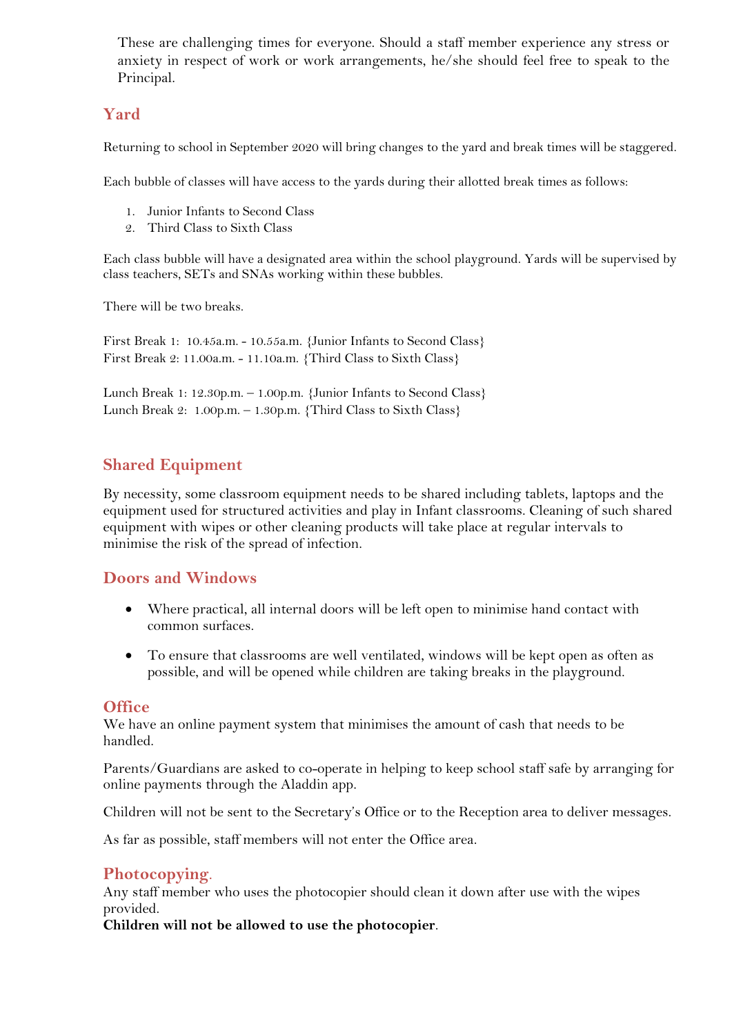These are challenging times for everyone. Should a staff member experience any stress or anxiety in respect of work or work arrangements, he/she should feel free to speak to the Principal.

## Yard

Returning to school in September 2020 will bring changes to the yard and break times will be staggered.

Each bubble of classes will have access to the yards during their allotted break times as follows:

1. Junior Infants to Second Class
2. Third Class to Sixth Class

Each class bubble will have a designated area within the school playground. Yards will be supervised by class teachers, SETs and SNAs working within these bubbles.

There will be two breaks.

First Break 1: 10.45a.m. - 10.55a.m. {Junior Infants to Second Class}
First Break 2: 11.00a.m. - 11.10a.m. {Third Class to Sixth Class}

Lunch Break 1: 12.30p.m. – 1.00p.m. {Junior Infants to Second Class}
Lunch Break 2: 1.00p.m. – 1.30p.m. {Third Class to Sixth Class}

## Shared Equipment

By necessity, some classroom equipment needs to be shared including tablets, laptops and the equipment used for structured activities and play in Infant classrooms. Cleaning of such shared equipment with wipes or other cleaning products will take place at regular intervals to minimise the risk of the spread of infection.

## Doors and Windows

- Where practical, all internal doors will be left open to minimise hand contact with common surfaces.
- To ensure that classrooms are well ventilated, windows will be kept open as often as possible, and will be opened while children are taking breaks in the playground.

## Office

We have an online payment system that minimises the amount of cash that needs to be handled.

Parents/Guardians are asked to co-operate in helping to keep school staff safe by arranging for online payments through the Aladdin app.

Children will not be sent to the Secretary's Office or to the Reception area to deliver messages.

As far as possible, staff members will not enter the Office area.

## Photocopying.

Any staff member who uses the photocopier should clean it down after use with the wipes provided.
**Children will not be allowed to use the photocopier**.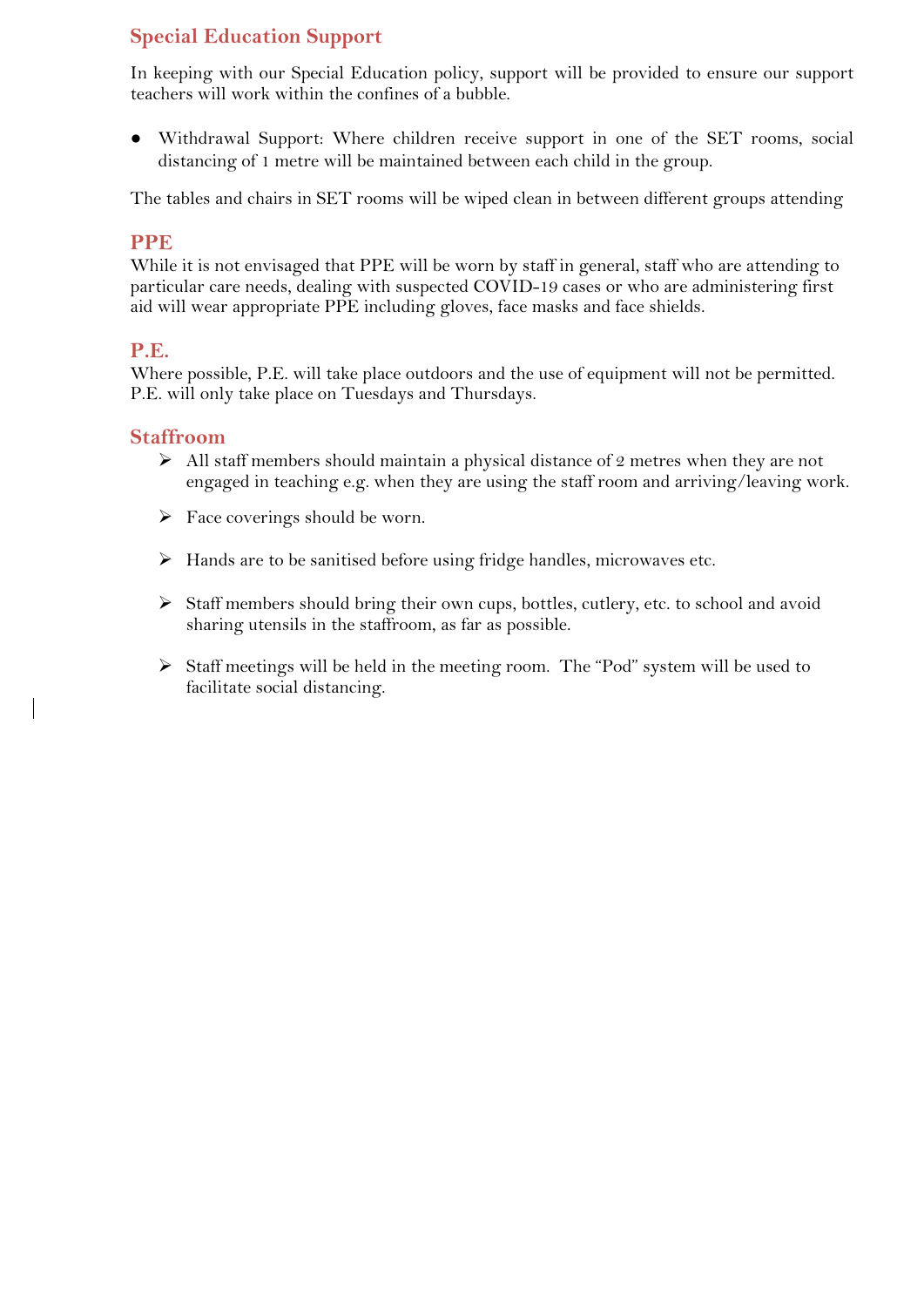## Special Education Support

In keeping with our Special Education policy, support will be provided to ensure our support teachers will work within the confines of a bubble.

- Withdrawal Support: Where children receive support in one of the SET rooms, social distancing of 1 metre will be maintained between each child in the group.

The tables and chairs in SET rooms will be wiped clean in between different groups attending

## PPE

While it is not envisaged that PPE will be worn by staff in general, staff who are attending to particular care needs, dealing with suspected COVID-19 cases or who are administering first aid will wear appropriate PPE including gloves, face masks and face shields.

## P.E.

Where possible, P.E. will take place outdoors and the use of equipment will not be permitted. P.E. will only take place on Tuesdays and Thursdays.

## Staffroom

- All staff members should maintain a physical distance of 2 metres when they are not engaged in teaching e.g. when they are using the staff room and arriving/leaving work.
- Face coverings should be worn.
- Hands are to be sanitised before using fridge handles, microwaves etc.
- Staff members should bring their own cups, bottles, cutlery, etc. to school and avoid sharing utensils in the staffroom, as far as possible.
- Staff meetings will be held in the meeting room. The "Pod" system will be used to facilitate social distancing.